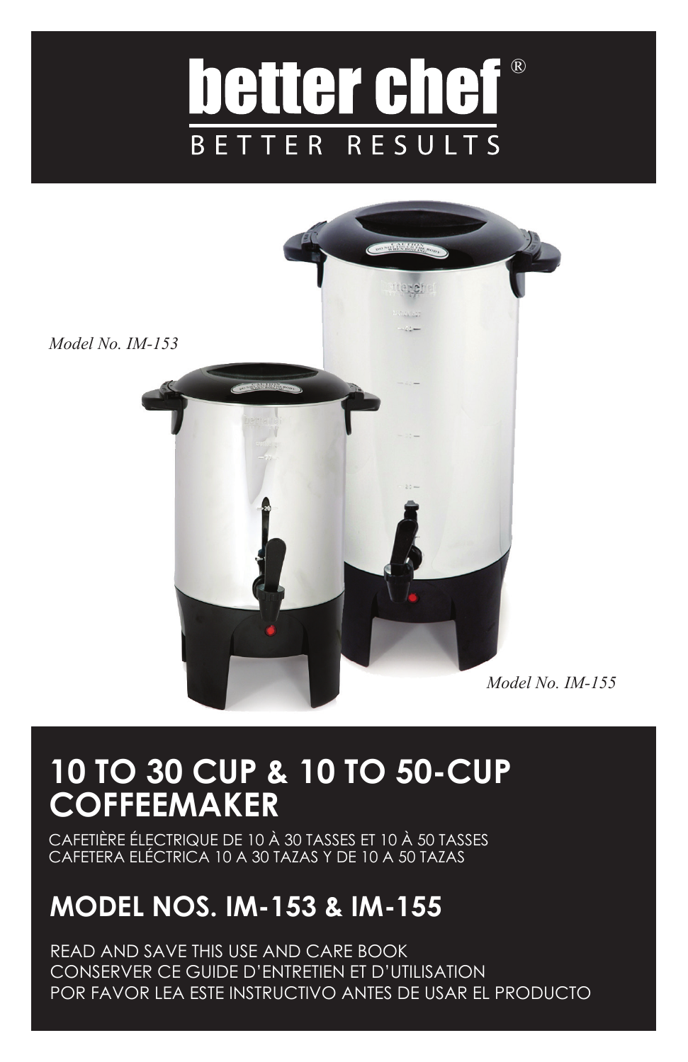# better chef®

BETTER RESULTS

*Model No. IM-153*

*Model No. IM-155*

## 10 TO 30 CUP & 10 TO 50-CUP COFFEEMAKER

CAFETIÈRE ÉLECTRIQUE DE 10 À 30 TASSES ET 10 À 50 TASSES
CAFETERA ELÉCTRICA 10 A 30 TAZAS Y DE 10 A 50 TAZAS

## MODEL NOS. IM-153 & IM-155

READ AND SAVE THIS USE AND CARE BOOK
CONSERVER CE GUIDE D'ENTRETIEN ET D'UTILISATION
POR FAVOR LEA ESTE INSTRUCTIVO ANTES DE USAR EL PRODUCTO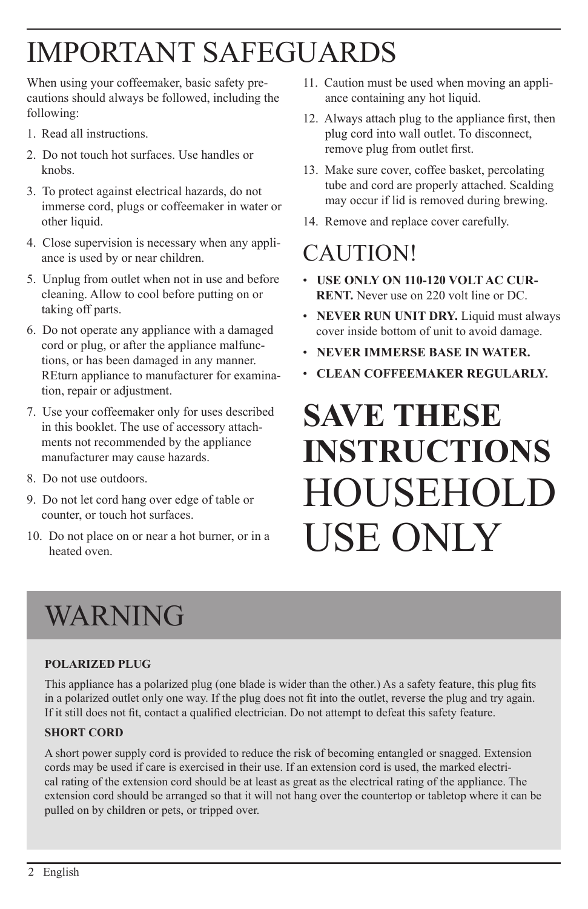# IMPORTANT SAFEGUARDS

When using your coffeemaker, basic safety precautions should always be followed, including the following:

1. Read all instructions.
2. Do not touch hot surfaces. Use handles or knobs.
3. To protect against electrical hazards, do not immerse cord, plugs or coffeemaker in water or other liquid.
4. Close supervision is necessary when any appliance is used by or near children.
5. Unplug from outlet when not in use and before cleaning. Allow to cool before putting on or taking off parts.
6. Do not operate any appliance with a damaged cord or plug, or after the appliance malfunctions, or has been damaged in any manner. REturn appliance to manufacturer for examination, repair or adjustment.
7. Use your coffeemaker only for uses described in this booklet. The use of accessory attachments not recommended by the appliance manufacturer may cause hazards.
8. Do not use outdoors.
9. Do not let cord hang over edge of table or counter, or touch hot surfaces.
10. Do not place on or near a hot burner, or in a heated oven.
11. Caution must be used when moving an appliance containing any hot liquid.
12. Always attach plug to the appliance first, then plug cord into wall outlet. To disconnect, remove plug from outlet first.
13. Make sure cover, coffee basket, percolating tube and cord are properly attached. Scalding may occur if lid is removed during brewing.
14. Remove and replace cover carefully.

## CAUTION!

- **USE ONLY ON 110-120 VOLT AC CURRENT.** Never use on 220 volt line or DC.
- **NEVER RUN UNIT DRY.** Liquid must always cover inside bottom of unit to avoid damage.
- **NEVER IMMERSE BASE IN WATER.**
- **CLEAN COFFEEMAKER REGULARLY.**

# SAVE THESE INSTRUCTIONS

# HOUSEHOLD USE ONLY

# WARNING

**POLARIZED PLUG**

This appliance has a polarized plug (one blade is wider than the other.) As a safety feature, this plug fits in a polarized outlet only one way. If the plug does not fit into the outlet, reverse the plug and try again. If it still does not fit, contact a qualified electrician. Do not attempt to defeat this safety feature.

**SHORT CORD**

A short power supply cord is provided to reduce the risk of becoming entangled or snagged. Extension cords may be used if care is exercised in their use. If an extension cord is used, the marked electrical rating of the extension cord should be at least as great as the electrical rating of the appliance. The extension cord should be arranged so that it will not hang over the countertop or tabletop where it can be pulled on by children or pets, or tripped over.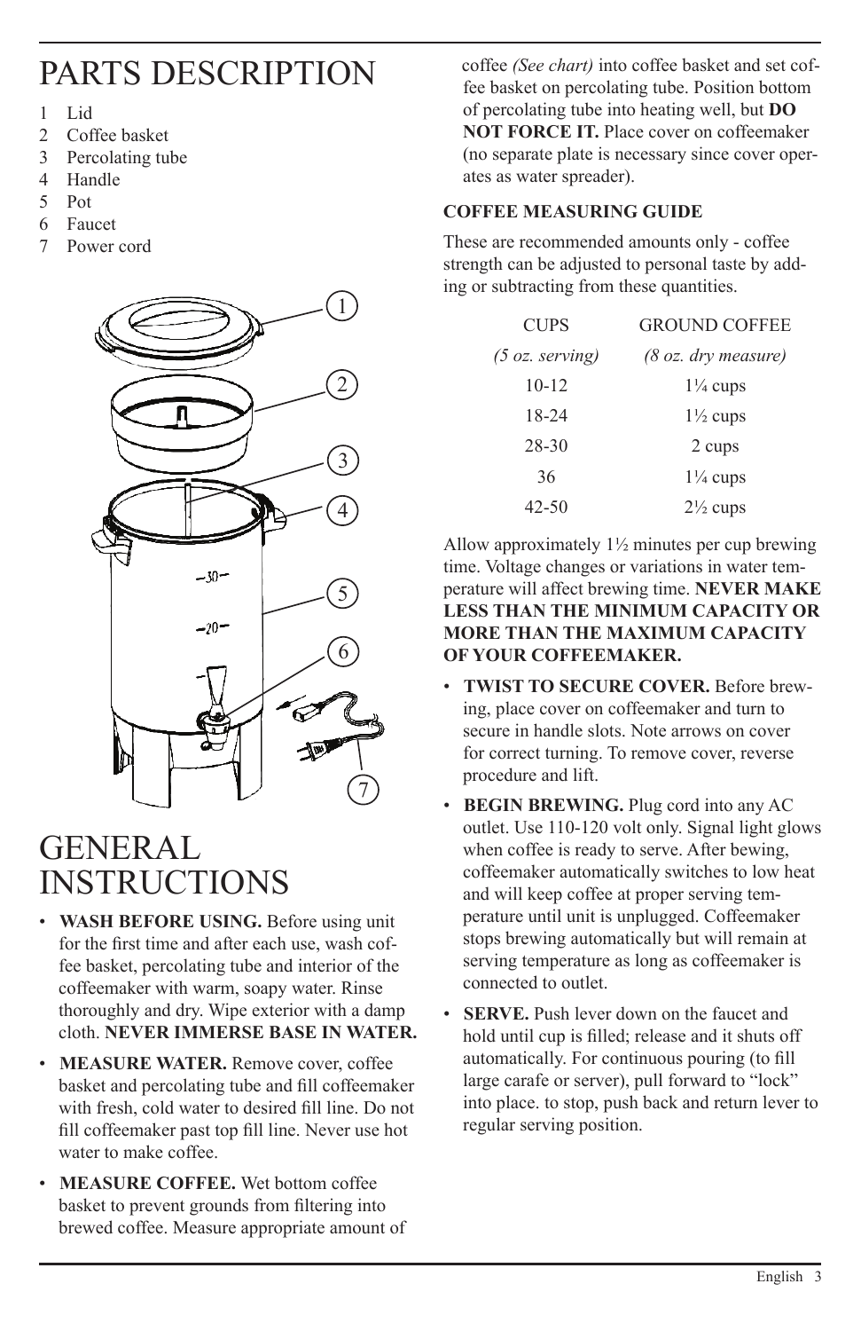# PARTS DESCRIPTION

1. Lid
2. Coffee basket
3. Percolating tube
4. Handle
5. Pot
6. Faucet
7. Power cord

# GENERAL INSTRUCTIONS

- **WASH BEFORE USING.** Before using unit for the first time and after each use, wash coffee basket, percolating tube and interior of the coffeemaker with warm, soapy water. Rinse thoroughly and dry. Wipe exterior with a damp cloth. **NEVER IMMERSE BASE IN WATER.**
- **MEASURE WATER.** Remove cover, coffee basket and percolating tube and fill coffeemaker with fresh, cold water to desired fill line. Do not fill coffeemaker past top fill line. Never use hot water to make coffee.
- **MEASURE COFFEE.** Wet bottom coffee basket to prevent grounds from filtering into brewed coffee. Measure appropriate amount of coffee *(See chart)* into coffee basket and set coffee basket on percolating tube. Position bottom of percolating tube into heating well, but **DO NOT FORCE IT.** Place cover on coffeemaker (no separate plate is necessary since cover operates as water spreader).

**COFFEE MEASURING GUIDE**

These are recommended amounts only - coffee strength can be adjusted to personal taste by adding or subtracting from these quantities.

| CUPS *(5 oz. serving)* | GROUND COFFEE *(8 oz. dry measure)* |
|---|---|
| 10-12 | 1¼ cups |
| 18-24 | 1½ cups |
| 28-30 | 2 cups |
| 36 | 1¼ cups |
| 42-50 | 2½ cups |

Allow approximately 1½ minutes per cup brewing time. Voltage changes or variations in water temperature will affect brewing time. **NEVER MAKE LESS THAN THE MINIMUM CAPACITY OR MORE THAN THE MAXIMUM CAPACITY OF YOUR COFFEEMAKER.**

- **TWIST TO SECURE COVER.** Before brewing, place cover on coffeemaker and turn to secure in handle slots. Note arrows on cover for correct turning. To remove cover, reverse procedure and lift.
- **BEGIN BREWING.** Plug cord into any AC outlet. Use 110-120 volt only. Signal light glows when coffee is ready to serve. After bewing, coffeemaker automatically switches to low heat and will keep coffee at proper serving temperature until unit is unplugged. Coffeemaker stops brewing automatically but will remain at serving temperature as long as coffeemaker is connected to outlet.
- **SERVE.** Push lever down on the faucet and hold until cup is filled; release and it shuts off automatically. For continuous pouring (to fill large carafe or server), pull forward to "lock" into place. to stop, push back and return lever to regular serving position.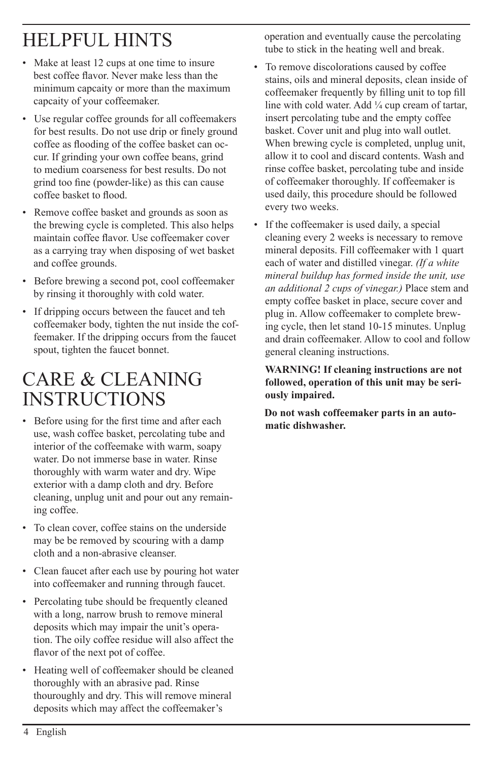# HELPFUL HINTS

- Make at least 12 cups at one time to insure best coffee flavor. Never make less than the minimum capcaity or more than the maximum capcaity of your coffeemaker.
- Use regular coffee grounds for all coffeemakers for best results. Do not use drip or finely ground coffee as flooding of the coffee basket can occur. If grinding your own coffee beans, grind to medium coarseness for best results. Do not grind too fine (powder-like) as this can cause coffee basket to flood.
- Remove coffee basket and grounds as soon as the brewing cycle is completed. This also helps maintain coffee flavor. Use coffeemaker cover as a carrying tray when disposing of wet basket and coffee grounds.
- Before brewing a second pot, cool coffeemaker by rinsing it thoroughly with cold water.
- If dripping occurs between the faucet and teh coffeemaker body, tighten the nut inside the coffeemaker. If the dripping occurs from the faucet spout, tighten the faucet bonnet.

# CARE & CLEANING INSTRUCTIONS

- Before using for the first time and after each use, wash coffee basket, percolating tube and interior of the coffeemake with warm, soapy water. Do not immerse base in water. Rinse thoroughly with warm water and dry. Wipe exterior with a damp cloth and dry. Before cleaning, unplug unit and pour out any remaining coffee.
- To clean cover, coffee stains on the underside may be be removed by scouring with a damp cloth and a non-abrasive cleanser.
- Clean faucet after each use by pouring hot water into coffeemaker and running through faucet.
- Percolating tube should be frequently cleaned with a long, narrow brush to remove mineral deposits which may impair the unit's operation. The oily coffee residue will also affect the flavor of the next pot of coffee.
- Heating well of coffeemaker should be cleaned thoroughly with an abrasive pad. Rinse thouroughly and dry. This will remove mineral deposits which may affect the coffeemaker's operation and eventually cause the percolating tube to stick in the heating well and break.
- To remove discolorations caused by coffee stains, oils and mineral deposits, clean inside of coffeemaker frequently by filling unit to top fill line with cold water. Add ¼ cup cream of tartar, insert percolating tube and the empty coffee basket. Cover unit and plug into wall outlet. When brewing cycle is completed, unplug unit, allow it to cool and discard contents. Wash and rinse coffee basket, percolating tube and inside of coffeemaker thoroughly. If coffeemaker is used daily, this procedure should be followed every two weeks.
- If the coffeemaker is used daily, a special cleaning every 2 weeks is necessary to remove mineral deposits. Fill coffeemaker with 1 quart each of water and distilled vinegar. *(If a white mineral buildup has formed inside the unit, use an additional 2 cups of vinegar.)* Place stem and empty coffee basket in place, secure cover and plug in. Allow coffeemaker to complete brewing cycle, then let stand 10-15 minutes. Unplug and drain coffeemaker. Allow to cool and follow general cleaning instructions.

**WARNING! If cleaning instructions are not followed, operation of this unit may be seriously impaired.**

**Do not wash coffeemaker parts in an automatic dishwasher.**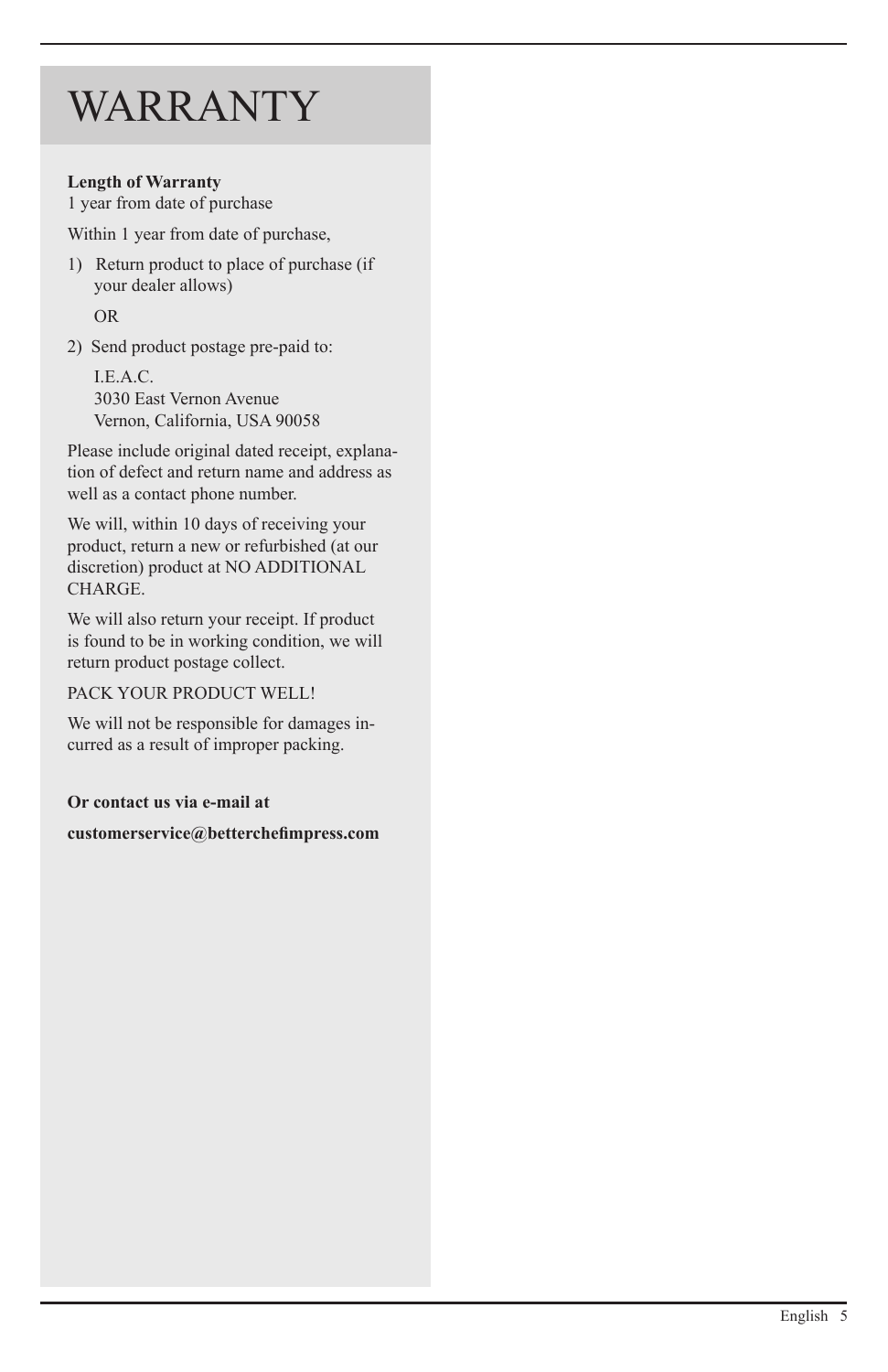# WARRANTY

**Length of Warranty**
1 year from date of purchase

Within 1 year from date of purchase,

1) Return product to place of purchase (if your dealer allows)

   OR

2) Send product postage pre-paid to:

   I.E.A.C.
   3030 East Vernon Avenue
   Vernon, California, USA 90058

Please include original dated receipt, explanation of defect and return name and address as well as a contact phone number.

We will, within 10 days of receiving your product, return a new or refurbished (at our discretion) product at NO ADDITIONAL CHARGE.

We will also return your receipt. If product is found to be in working condition, we will return product postage collect.

PACK YOUR PRODUCT WELL!

We will not be responsible for damages incurred as a result of improper packing.

**Or contact us via e-mail at**

**customerservice@betterchefimpress.com**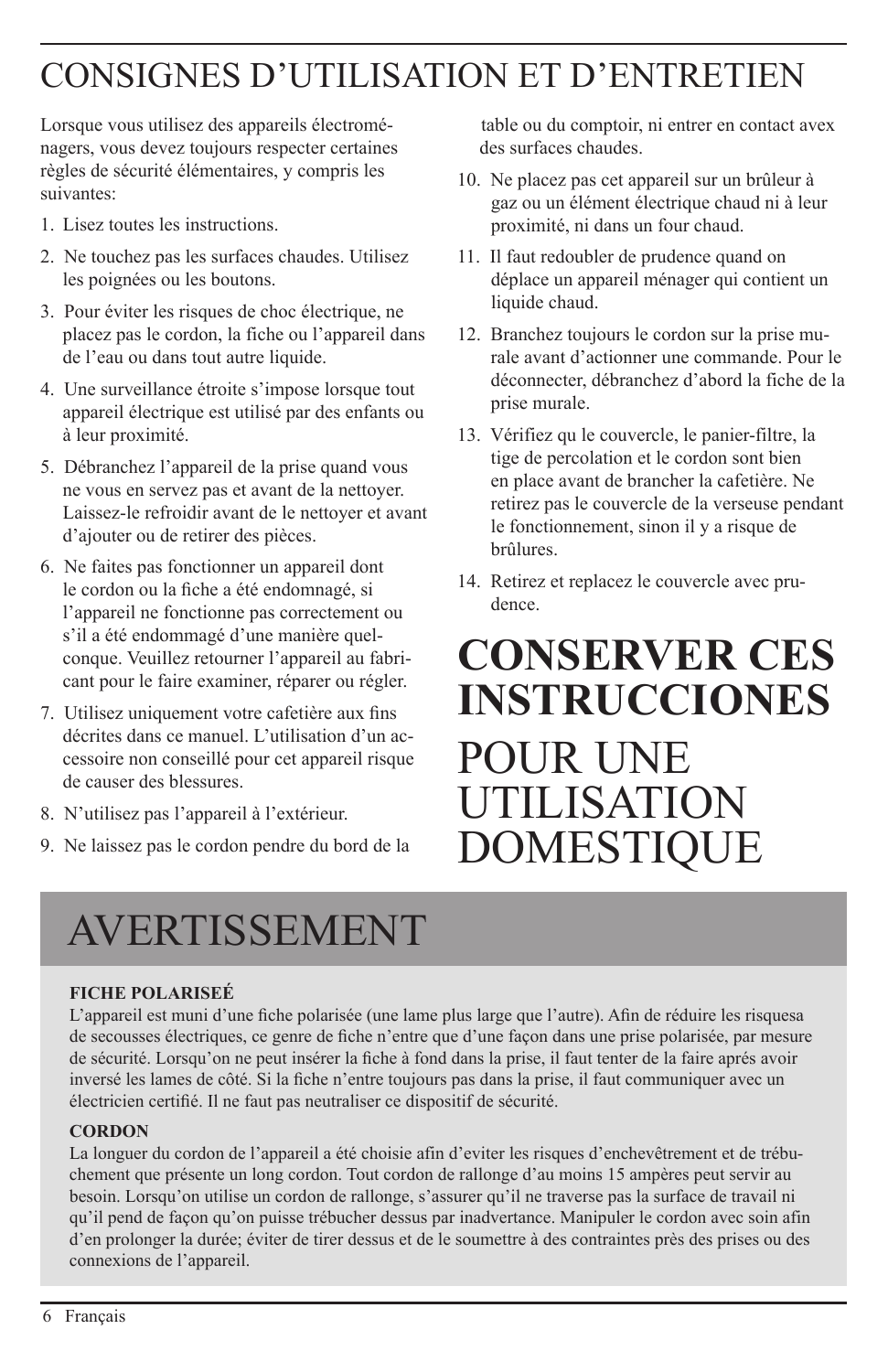# CONSIGNES D'UTILISATION ET D'ENTRETIEN

Lorsque vous utilisez des appareils électroménagers, vous devez toujours respecter certaines règles de sécurité élémentaires, y compris les suivantes:

1. Lisez toutes les instructions.
2. Ne touchez pas les surfaces chaudes. Utilisez les poignées ou les boutons.
3. Pour éviter les risques de choc électrique, ne placez pas le cordon, la fiche ou l'appareil dans de l'eau ou dans tout autre liquide.
4. Une surveillance étroite s'impose lorsque tout appareil électrique est utilisé par des enfants ou à leur proximité.
5. Débranchez l'appareil de la prise quand vous ne vous en servez pas et avant de le nettoyer. Laissez-le refroidir avant de le nettoyer et avant d'ajouter ou de retirer des pièces.
6. Ne faites pas fonctionner un appareil dont le cordon ou la fiche a été endommagé, si l'appareil ne fonctionne pas correctement ou s'il a été endommagé d'une manière quelconque. Veuillez retourner l'appareil au fabricant pour le faire examiner, réparer ou régler.
7. Utilisez uniquement votre cafetière aux fins décrites dans ce manuel. L'utilisation d'un accessoire non conseillé pour cet appareil risque de causer des blessures.
8. N'utilisez pas l'appareil à l'extérieur.
9. Ne laissez pas le cordon pendre du bord de la table ou du comptoir, ni entrer en contact avex des surfaces chaudes.
10. Ne placez pas cet appareil sur un brûleur à gaz ou un élément électrique chaud ni à leur proximité, ni dans un four chaud.
11. Il faut redoubler de prudence quand on déplace un appareil ménager qui contient un liquide chaud.
12. Branchez toujours le cordon sur la prise murale avant d'actionner une commande. Pour le déconnecter, débranchez d'abord la fiche de la prise murale.
13. Vérifiez qu le couvercle, le panier-filtre, la tige de percolation et le cordon sont bien en place avant de brancher la cafetière. Ne retirez pas le couvercle de la verseuse pendant le fonctionnement, sinon il y a risque de brûlures.
14. Retirez et replacez le couvercle avec prudence.

# CONSERVER CES INSTRUCCIONES

# POUR UNE UTILISATION DOMESTIQUE

# AVERTISSEMENT

**FICHE POLARISEÉ**

L'appareil est muni d'une fiche polarisée (une lame plus large que l'autre). Afin de réduire les risquesa de secousses électriques, ce genre de fiche n'entre que d'une façon dans une prise polarisée, par mesure de sécurité. Lorsqu'on ne peut insérer la fiche à fond dans la prise, il faut tenter de la faire aprés avoir inversé les lames de côté. Si la fiche n'entre toujours pas dans la prise, il faut communiquer avec un électricien certifié. Il ne faut pas neutraliser ce dispositif de sécurité.

**CORDON**

La longuer du cordon de l'appareil a été choisie afin d'eviter les risques d'enchevêtrement et de trébuchement que présente un long cordon. Tout cordon de rallonge d'au moins 15 ampères peut servir au besoin. Lorsqu'on utilise un cordon de rallonge, s'assurer qu'il ne traverse pas la surface de travail ni qu'il pend de façon qu'on puisse trébucher dessus par inadvertance. Manipuler le cordon avec soin afin d'en prolonger la durée; éviter de tirer dessus et de le soumettre à des contraintes près des prises ou des connexions de l'appareil.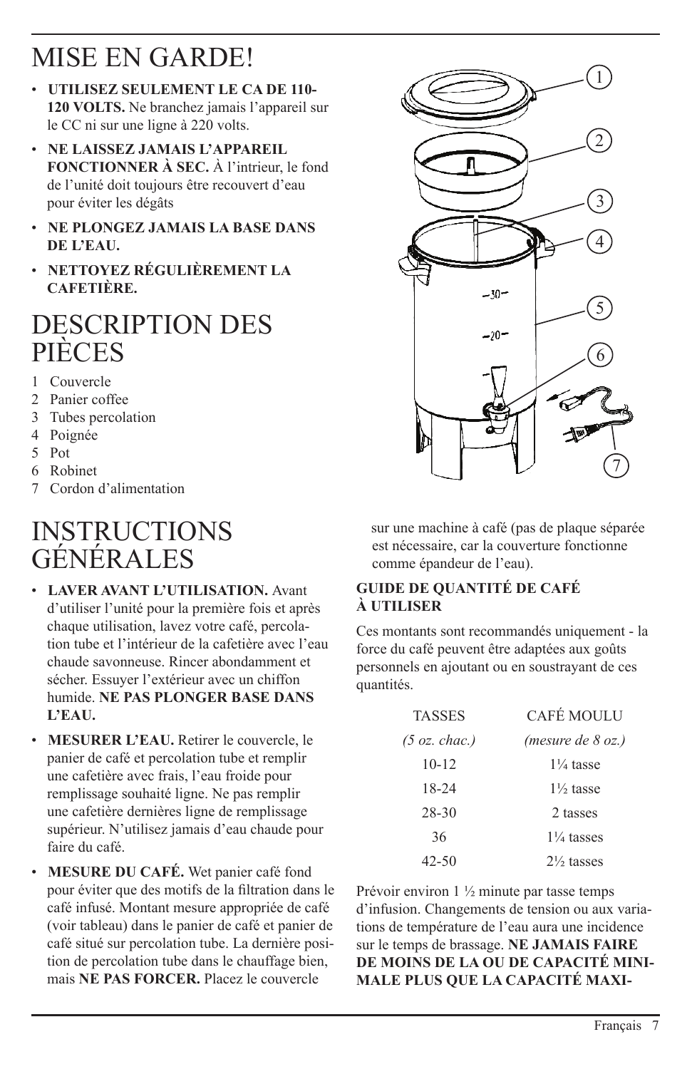# MISE EN GARDE!

- **UTILISEZ SEULEMENT LE CA DE 110-120 VOLTS.** Ne branchez jamais l'appareil sur le CC ni sur une ligne à 220 volts.
- **NE LAISSEZ JAMAIS L'APPAREIL FONCTIONNER À SEC.** À l'intrieur, le fond de l'unité doit toujours être recouvert d'eau pour éviter les dégâts
- **NE PLONGEZ JAMAIS LA BASE DANS DE L'EAU.**
- **NETTOYEZ RÉGULIÈREMENT LA CAFETIÈRE.**

# DESCRIPTION DES PIÈCES

1 Couvercle
2 Panier coffee
3 Tubes percolation
4 Poignée
5 Pot
6 Robinet
7 Cordon d'alimentation

# INSTRUCTIONS GÉNÉRALES

- **LAVER AVANT L'UTILISATION.** Avant d'utiliser l'unité pour la première fois et après chaque utilisation, lavez votre café, percolation tube et l'intérieur de la cafetière avec l'eau chaude savonneuse. Rincer abondamment et sécher. Essuyer l'extérieur avec un chiffon humide. **NE PAS PLONGER BASE DANS L'EAU.**
- **MESURER L'EAU.** Retirer le couvercle, le panier de café et percolation tube et remplir une cafetière avec frais, l'eau froide pour remplissage souhaité ligne. Ne pas remplir une cafetière dernières ligne de remplissage supérieur. N'utilisez jamais d'eau chaude pour faire du café.
- **MESURE DU CAFÉ.** Wet panier café fond pour éviter que des motifs de la filtration dans le café infusé. Montant mesure appropriée de café (voir tableau) dans le panier de café et panier de café situé sur percolation tube. La dernière position de percolation tube dans le chauffage bien, mais **NE PAS FORCER.** Placez le couvercle sur une machine à café (pas de plaque séparée est nécessaire, car la couverture fonctionne comme épandeur de l'eau).

**GUIDE DE QUANTITÉ DE CAFÉ À UTILISER**

Ces montants sont recommandés uniquement - la force du café peuvent être adaptées aux goûts personnels en ajoutant ou en soustrayant de ces quantités.

| TASSES | CAFÉ MOULU |
|---|---|
| *(5 oz. chac.)* | *(mesure de 8 oz.)* |
| 10-12 | 1¼ tasse |
| 18-24 | 1½ tasse |
| 28-30 | 2 tasses |
| 36 | 1¼ tasses |
| 42-50 | 2½ tasses |

Prévoir environ 1 ½ minute par tasse temps d'infusion. Changements de tension ou aux variations de température de l'eau aura une incidence sur le temps de brassage. **NE JAMAIS FAIRE DE MOINS DE LA OU DE CAPACITÉ MINIMALE PLUS QUE LA CAPACITÉ MAXI-**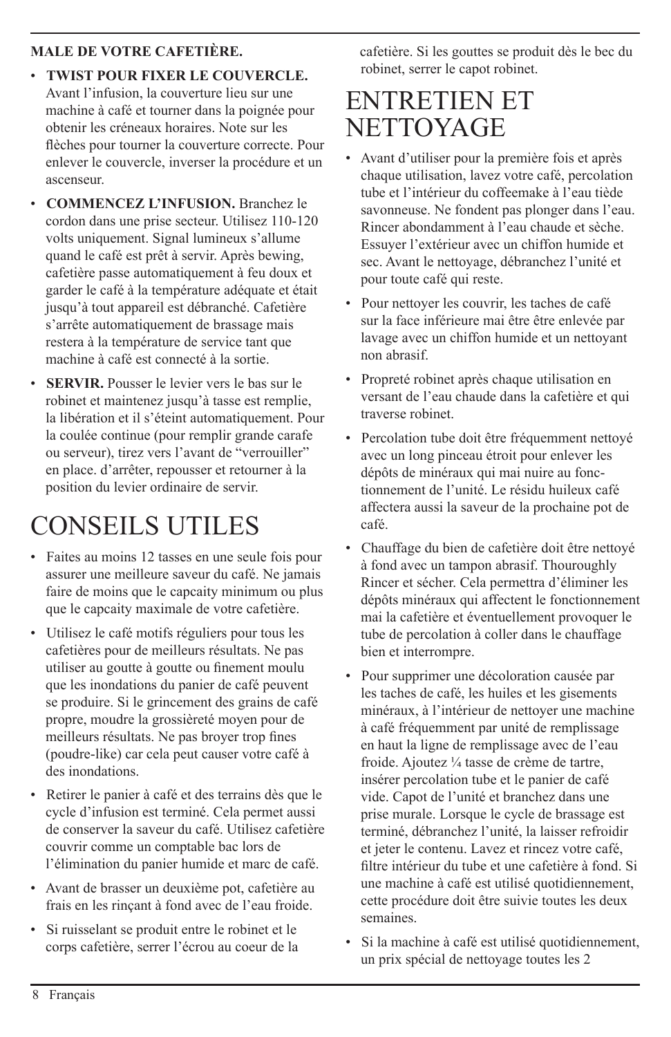**MALE DE VOTRE CAFETIÈRE.**

- **TWIST POUR FIXER LE COUVERCLE.** Avant l'infusion, la couverture lieu sur une machine à café et tourner dans la poignée pour obtenir les créneaux horaires. Note sur les flèches pour tourner la couverture correcte. Pour enlever le couvercle, inverser la procédure et un ascenseur.
- **COMMENCEZ L'INFUSION.** Branchez le cordon dans une prise secteur. Utilisez 110-120 volts uniquement. Signal lumineux s'allume quand le café est prêt à servir. Après bewing, cafetière passe automatiquement à feu doux et garder le café à la température adéquate et était jusqu'à tout appareil est débranché. Cafetière s'arrête automatiquement de brassage mais restera à la température de service tant que machine à café est connecté à la sortie.
- **SERVIR.** Pousser le levier vers le bas sur le robinet et maintenez jusqu'à tasse est remplie, la libération et il s'éteint automatiquement. Pour la coulée continue (pour remplir grande carafe ou serveur), tirez vers l'avant de "verrouiller" en place. d'arrêter, repousser et retourner à la position du levier ordinaire de servir.

# CONSEILS UTILES

- Faites au moins 12 tasses en une seule fois pour assurer une meilleure saveur du café. Ne jamais faire de moins que le capcaity minimum ou plus que le capcaity maximale de votre cafetière.
- Utilisez le café motifs réguliers pour tous les cafetières pour de meilleurs résultats. Ne pas utiliser au goutte à goutte ou finement moulu que les inondations du panier de café peuvent se produire. Si le grincement des grains de café propre, moudre la grossièreté moyen pour de meilleurs résultats. Ne pas broyer trop fines (poudre-like) car cela peut causer votre café à des inondations.
- Retirer le panier à café et des terrains dès que le cycle d'infusion est terminé. Cela permet aussi de conserver la saveur du café. Utilisez cafetière couvrir comme un comptable bac lors de l'élimination du panier humide et marc de café.
- Avant de brasser un deuxième pot, cafetière au frais en les rinçant à fond avec de l'eau froide.
- Si ruisselant se produit entre le robinet et le corps cafetière, serrer l'écrou au coeur de la cafetière. Si les gouttes se produit dès le bec du robinet, serrer le capot robinet.

# ENTRETIEN ET NETTOYAGE

- Avant d'utiliser pour la première fois et après chaque utilisation, lavez votre café, percolation tube et l'intérieur du coffeemake à l'eau tiède savonneuse. Ne fondent pas plonger dans l'eau. Rincer abondamment à l'eau chaude et sèche. Essuyer l'extérieur avec un chiffon humide et sec. Avant le nettoyage, débranchez l'unité et pour toute café qui reste.
- Pour nettoyer les couvrir, les taches de café sur la face inférieure mai être être enlevée par lavage avec un chiffon humide et un nettoyant non abrasif.
- Propreté robinet après chaque utilisation en versant de l'eau chaude dans la cafetière et qui traverse robinet.
- Percolation tube doit être fréquemment nettoyé avec un long pinceau étroit pour enlever les dépôts de minéraux qui mai nuire au fonctionnement de l'unité. Le résidu huileux café affectera aussi la saveur de la prochaine pot de café.
- Chauffage du bien de cafetière doit être nettoyé à fond avec un tampon abrasif. Thouroughly Rincer et sécher. Cela permettra d'éliminer les dépôts minéraux qui affectent le fonctionnement mai la cafetière et éventuellement provoquer le tube de percolation à coller dans le chauffage bien et interrompre.
- Pour supprimer une décoloration causée par les taches de café, les huiles et les gisements minéraux, à l'intérieur de nettoyer une machine à café fréquemment par unité de remplissage en haut la ligne de remplissage avec de l'eau froide. Ajoutez ¼ tasse de crème de tartre, insérer percolation tube et le panier de café vide. Capot de l'unité et branchez dans une prise murale. Lorsque le cycle de brassage est terminé, débranchez l'unité, la laisser refroidir et jeter le contenu. Lavez et rincez votre café, filtre intérieur du tube et une cafetière à fond. Si une machine à café est utilisé quotidiennement, cette procédure doit être suivie toutes les deux semaines.
- Si la machine à café est utilisé quotidiennement, un prix spécial de nettoyage toutes les 2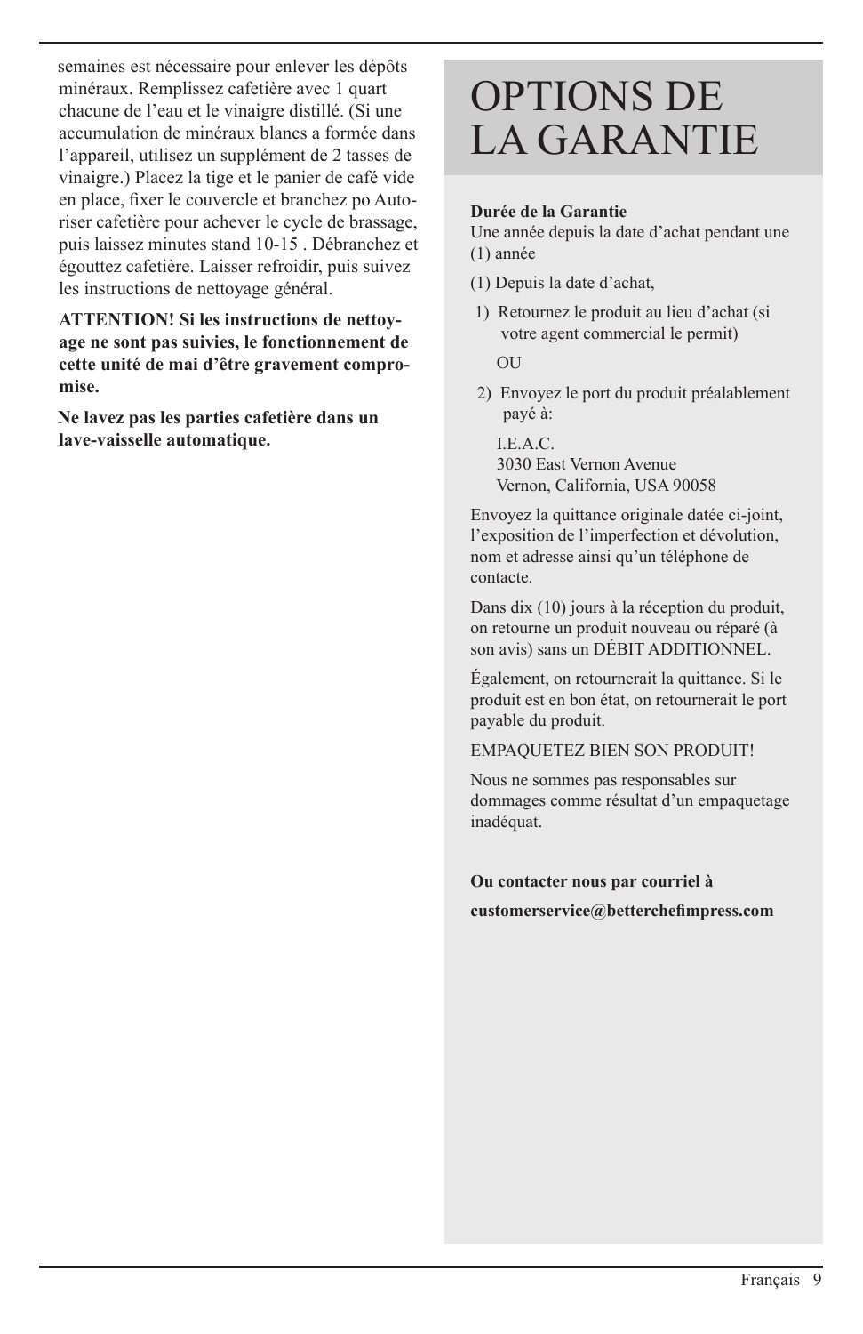semaines est nécessaire pour enlever les dépôts minéraux. Remplissez cafetière avec 1 quart chacune de l'eau et le vinaigre distillé. (Si une accumulation de minéraux blancs a formée dans l'appareil, utilisez un supplément de 2 tasses de vinaigre.) Placez la tige et le panier de café vide en place, fixer le couvercle et branchez po Autoriser cafetière pour achever le cycle de brassage, puis laissez minutes stand 10-15 . Débranchez et égouttez cafetière. Laisser refroidir, puis suivez les instructions de nettoyage général.

**ATTENTION! Si les instructions de nettoyage ne sont pas suivies, le fonctionnement de cette unité de mai d'être gravement compromise.**

**Ne lavez pas les parties cafetière dans un lave-vaisselle automatique.**

# OPTIONS DE LA GARANTIE

**Durée de la Garantie**
Une année depuis la date d'achat pendant une (1) année

(1) Depuis la date d'achat,

1) Retournez le produit au lieu d'achat (si votre agent commercial le permit)

   OU

2) Envoyez le port du produit préalablement payé à:

   I.E.A.C.
   3030 East Vernon Avenue
   Vernon, California, USA 90058

Envoyez la quittance originale datée ci-joint, l'exposition de l'imperfection et dévolution, nom et adresse ainsi qu'un téléphone de contacte.

Dans dix (10) jours à la réception du produit, on retourne un produit nouveau ou réparé (à son avis) sans un DÉBIT ADDITIONNEL.

Également, on retournerait la quittance. Si le produit est en bon état, on retournerait le port payable du produit.

EMPAQUETEZ BIEN SON PRODUIT!

Nous ne sommes pas responsables sur dommages comme résultat d'un empaquetage inadéquat.

**Ou contacter nous par courriel à**

**customerservice@betterchefimpress.com**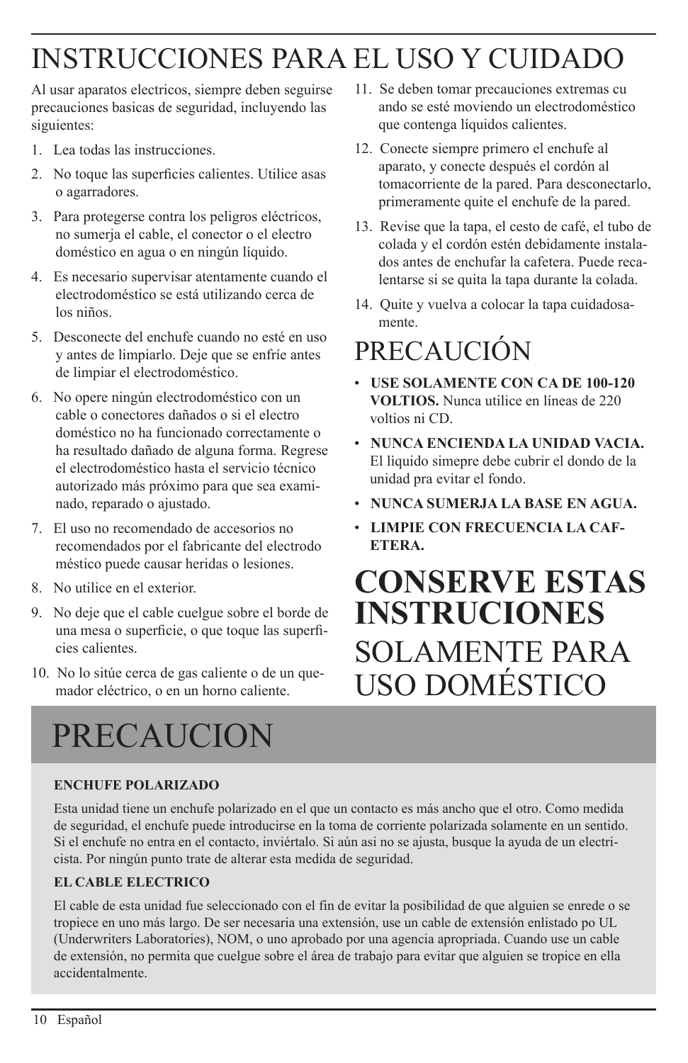# INSTRUCCIONES PARA EL USO Y CUIDADO

Al usar aparatos electricos, siempre deben seguirse precauciones basicas de seguridad, incluyendo las siguientes:

1. Lea todas las instrucciones.
2. No toque las superficies calientes. Utilice asas o agarradores.
3. Para protegerse contra los peligros eléctricos, no sumerja el cable, el conector o el electro doméstico en agua o en ningún líquido.
4. Es necesario supervisar atentamente cuando el electrodoméstico se está utilizando cerca de los niños.
5. Desconecte del enchufe cuando no esté en uso y antes de limpiarlo. Deje que se enfríe antes de limpiar el electrodoméstico.
6. No opere ningún electrodoméstico con un cable o conectores dañados o si el electro doméstico no ha funcionado correctamente o ha resultado dañado de alguna forma. Regrese el electrodoméstico hasta el servicio técnico autorizado más próximo para que sea examinado, reparado o ajustado.
7. El uso no recomendado de accesorios no recomendados por el fabricante del electrodo méstico puede causar heridas o lesiones.
8. No utilice en el exterior.
9. No deje que el cable cuelgue sobre el borde de una mesa o superficie, o que toque las superficies calientes.
10. No lo sitúe cerca de gas caliente o de un quemador eléctrico, o en un horno caliente.
11. Se deben tomar precauciones extremas cu ando se esté moviendo un electrodoméstico que contenga líquidos calientes.
12. Conecte siempre primero el enchufe al aparato, y conecte después el cordón al tomacorriente de la pared. Para desconectarlo, primeramente quite el enchufe de la pared.
13. Revise que la tapa, el cesto de café, el tubo de colada y el cordón estén debidamente instalados antes de enchufar la cafetera. Puede recalentarse si se quita la tapa durante la colada.
14. Quite y vuelva a colocar la tapa cuidadosamente.

# PRECAUCIÓN

- **USE SOLAMENTE CON CA DE 100-120 VOLTIOS.** Nunca utilice en líneas de 220 voltios ni CD.
- **NUNCA ENCIENDA LA UNIDAD VACIA.** El lìquido simepre debe cubrir el dondo de la unidad pra evitar el fondo.
- **NUNCA SUMERJA LA BASE EN AGUA.**
- **LIMPIE CON FRECUENCIA LA CAFETERA.**

# CONSERVE ESTAS INSTRUCIONES

# SOLAMENTE PARA USO DOMÉSTICO

# PRECAUCION

**ENCHUFE POLARIZADO**

Esta unidad tiene un enchufe polarizado en el que un contacto es más ancho que el otro. Como medida de seguridad, el enchufe puede introducirse en la toma de corriente polarizada solamente en un sentido. Si el enchufe no entra en el contacto, inviértalo. Si aún asi no se ajusta, busque la ayuda de un electricista. Por ningún punto trate de alterar esta medida de seguridad.

**EL CABLE ELECTRICO**

El cable de esta unidad fue seleccionado con el fin de evitar la posibilidad de que alguien se enrede o se tropiece en uno más largo. De ser necesaria una extensión, use un cable de extensión enlistado po UL (Underwriters Laboratories), NOM, o uno aprobado por una agencia apropriada. Cuando use un cable de extensión, no permita que cuelgue sobre el área de trabajo para evitar que alguien se tropice en ella accidentalmente.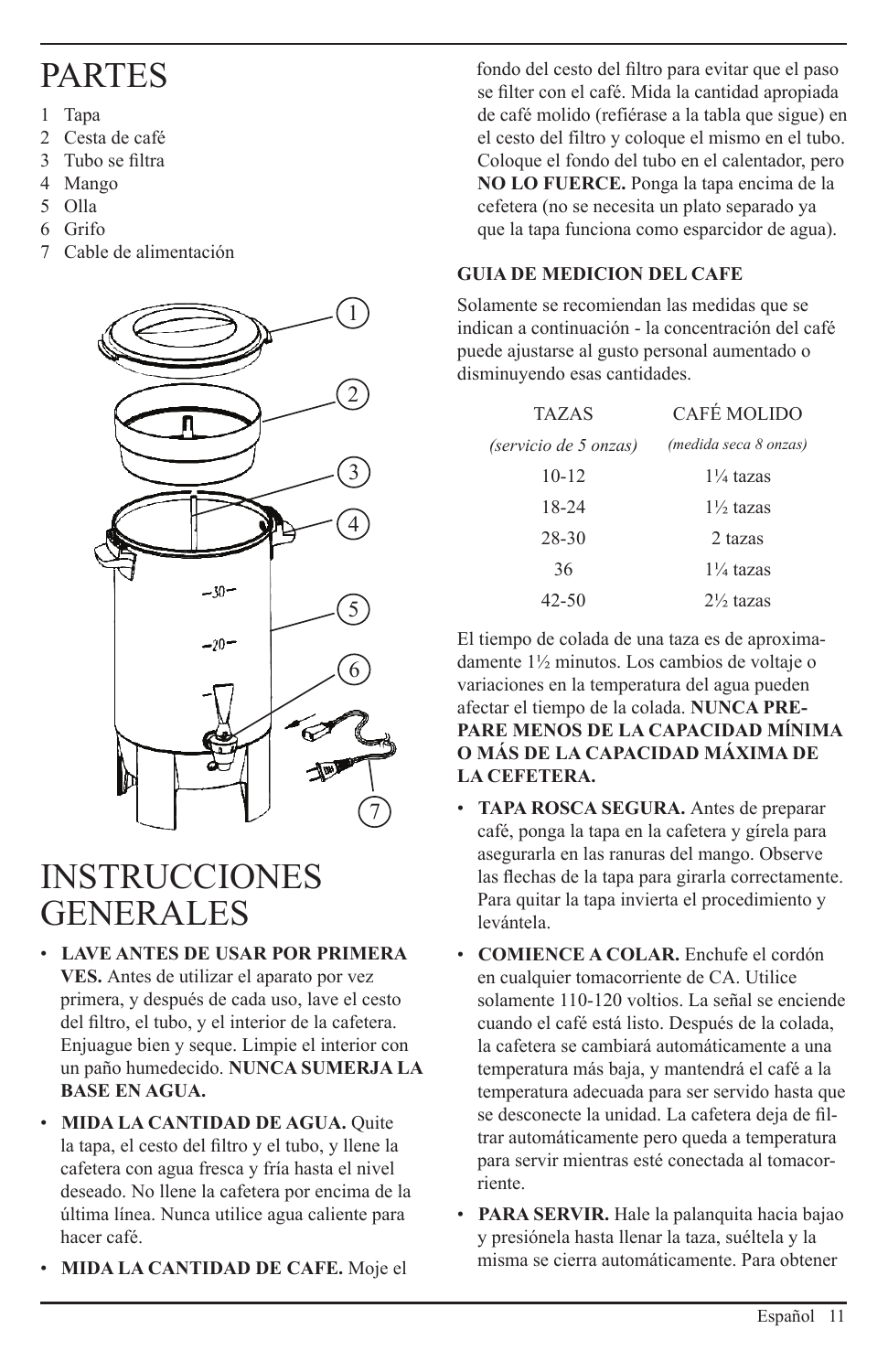# PARTES

1 Tapa
2 Cesta de café
3 Tubo se filtra
4 Mango
5 Olla
6 Grifo
7 Cable de alimentación

# INSTRUCCIONES GENERALES

- **LAVE ANTES DE USAR POR PRIMERA VES.** Antes de utilizar el aparato por vez primera, y después de cada uso, lave el cesto del filtro, el tubo, y el interior de la cafetera. Enjuague bien y seque. Limpie el interior con un paño humedecido. **NUNCA SUMERJA LA BASE EN AGUA.**
- **MIDA LA CANTIDAD DE AGUA.** Quite la tapa, el cesto del filtro y el tubo, y llene la cafetera con agua fresca y fría hasta el nivel deseado. No llene la cafetera por encima de la última línea. Nunca utilice agua caliente para hacer café.
- **MIDA LA CANTIDAD DE CAFE.** Moje el fondo del cesto del filtro para evitar que el paso se filter con el café. Mida la cantidad apropiada de café molido (refiérase a la tabla que sigue) en el cesto del filtro y coloque el mismo en el tubo. Coloque el fondo del tubo en el calentador, pero **NO LO FUERCE.** Ponga la tapa encima de la cefetera (no se necesita un plato separado ya que la tapa funciona como esparcidor de agua).

**GUIA DE MEDICION DEL CAFE**

Solamente se recomiendan las medidas que se indican a continuación - la concentración del café puede ajustarse al gusto personal aumentado o disminuyendo esas cantidades.

| TAZAS *(servicio de 5 onzas)* | CAFÉ MOLIDO *(medida seca 8 onzas)* |
|---|---|
| 10-12 | 1¼ tazas |
| 18-24 | 1½ tazas |
| 28-30 | 2 tazas |
| 36 | 1¼ tazas |
| 42-50 | 2½ tazas |

El tiempo de colada de una taza es de aproximadamente 1½ minutos. Los cambios de voltaje o variaciones en la temperatura del agua pueden afectar el tiempo de la colada. **NUNCA PREPARE MENOS DE LA CAPACIDAD MÍNIMA O MÁS DE LA CAPACIDAD MÁXIMA DE LA CEFETERA.**

- **TAPA ROSCA SEGURA.** Antes de preparar café, ponga la tapa en la cafetera y gírela para asegurarla en las ranuras del mango. Observe las flechas de la tapa para girarla correctamente. Para quitar la tapa invierta el procedimiento y levántela.
- **COMIENCE A COLAR.** Enchufe el cordón en cualquier tomacorriente de CA. Utilice solamente 110-120 voltios. La señal se enciende cuando el café está listo. Después de la colada, la cafetera se cambiará automáticamente a una temperatura más baja, y mantendrá el café a la temperatura adecuada para ser servido hasta que se desconecte la unidad. La cafetera deja de filtrar automáticamente pero queda a temperatura para servir mientras esté conectada al tomacorriente.
- **PARA SERVIR.** Hale la palanquita hacia bajao y presiónela hasta llenar la taza, suéltela y la misma se cierra automáticamente. Para obtener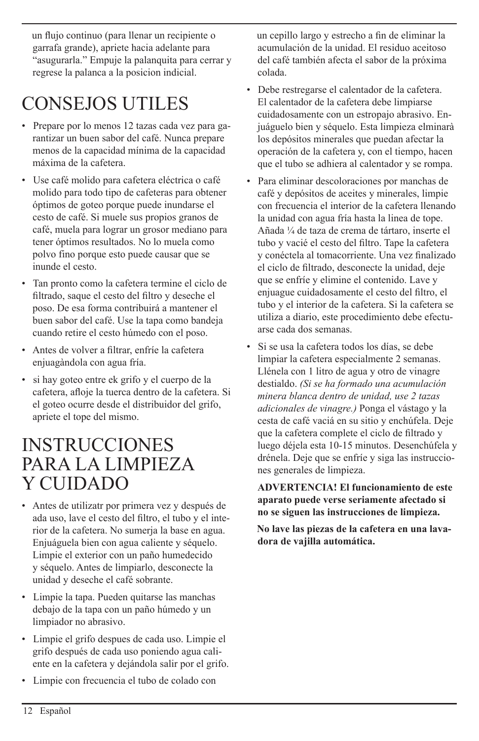un flujo continuo (para llenar un recipiente o garrafa grande), apriete hacia adelante para "asugurarla." Empuje la palanquita para cerrar y regrese la palanca a la posicion indicial.

# CONSEJOS UTILES

- Prepare por lo menos 12 tazas cada vez para garantizar un buen sabor del café. Nunca prepare menos de la capacidad mínima de la capacidad máxima de la cafetera.
- Use café molido para cafetera eléctrica o café molido para todo tipo de cafeteras para obtener óptimos de goteo porque puede inundarse el cesto de café. Si muele sus propios granos de café, muela para lograr un grosor mediano para tener óptimos resultados. No lo muela como polvo fino porque esto puede causar que se inunde el cesto.
- Tan pronto como la cafetera termine el ciclo de filtrado, saque el cesto del filtro y deseche el poso. De esa forma contribuirá a mantener el buen sabor del café. Use la tapa como bandeja cuando retire el cesto húmedo con el poso.
- Antes de volver a filtrar, enfríe la cafetera enjuagàndola con agua fría.
- si hay goteo entre ek grifo y el cuerpo de la cafetera, afloje la tuerca dentro de la cafetera. Si el goteo ocurre desde el distribuidor del grifo, apriete el tope del mismo.

# INSTRUCCIONES PARA LA LIMPIEZA Y CUIDADO

- Antes de utilizatr por primera vez y después de ada uso, lave el cesto del filtro, el tubo y el interior de la cafetera. No sumerja la base en agua. Enjuáguela bien con agua caliente y séquelo. Limpie el exterior con un paño humedecido y séquelo. Antes de limpiarlo, desconecte la unidad y deseche el café sobrante.
- Limpie la tapa. Pueden quitarse las manchas debajo de la tapa con un paño húmedo y un limpiador no abrasivo.
- Limpie el grifo despues de cada uso. Limpie el grifo después de cada uso poniendo agua caliente en la cafetera y dejándola salir por el grifo.
- Limpie con frecuencia el tubo de colado con un cepillo largo y estrecho a fin de eliminar la acumulación de la unidad. El residuo aceitoso del café también afecta el sabor de la próxima colada.
- Debe restregarse el calentador de la cafetera. El calentador de la cafetera debe limpiarse cuidadosamente con un estropajo abrasivo. Enjuáguelo bien y séquelo. Esta limpieza elminarà los depósitos minerales que puedan afectar la operación de la cafetera y, con el tiempo, hacen que el tubo se adhiera al calentador y se rompa.
- Para eliminar descoloraciones por manchas de café y depósitos de aceites y minerales, limpie con frecuencia el interior de la cafetera llenando la unidad con agua fría hasta la linea de tope. Añada ¼ de taza de crema de tártaro, inserte el tubo y vacié el cesto del filtro. Tape la cafetera y conéctela al tomacorriente. Una vez finalizado el ciclo de filtrado, desconecte la unidad, deje que se enfríe y elimine el contenido. Lave y enjuague cuidadosamente el cesto del filtro, el tubo y el interior de la cafetera. Si la cafetera se utiliza a diario, este procedimiento debe efectuarse cada dos semanas.
- Si se usa la cafetera todos los días, se debe limpiar la cafetera especialmente 2 semanas. Llénela con 1 litro de agua y otro de vinagre destialdo. *(Si se ha formado una acumulación minera blanca dentro de unidad, use 2 tazas adicionales de vinagre.)* Ponga el vástago y la cesta de café vaciá en su sitio y enchúfela. Deje que la cafetera complete el ciclo de filtrado y luego déjela esta 10-15 minutos. Desenchúfela y drénela. Deje que se enfríe y siga las instrucciones generales de limpieza.

**ADVERTENCIA! El funcionamiento de este aparato puede verse seriamente afectado si no se siguen las instrucciones de limpieza.**

**No lave las piezas de la cafetera en una lavadora de vajilla automática.**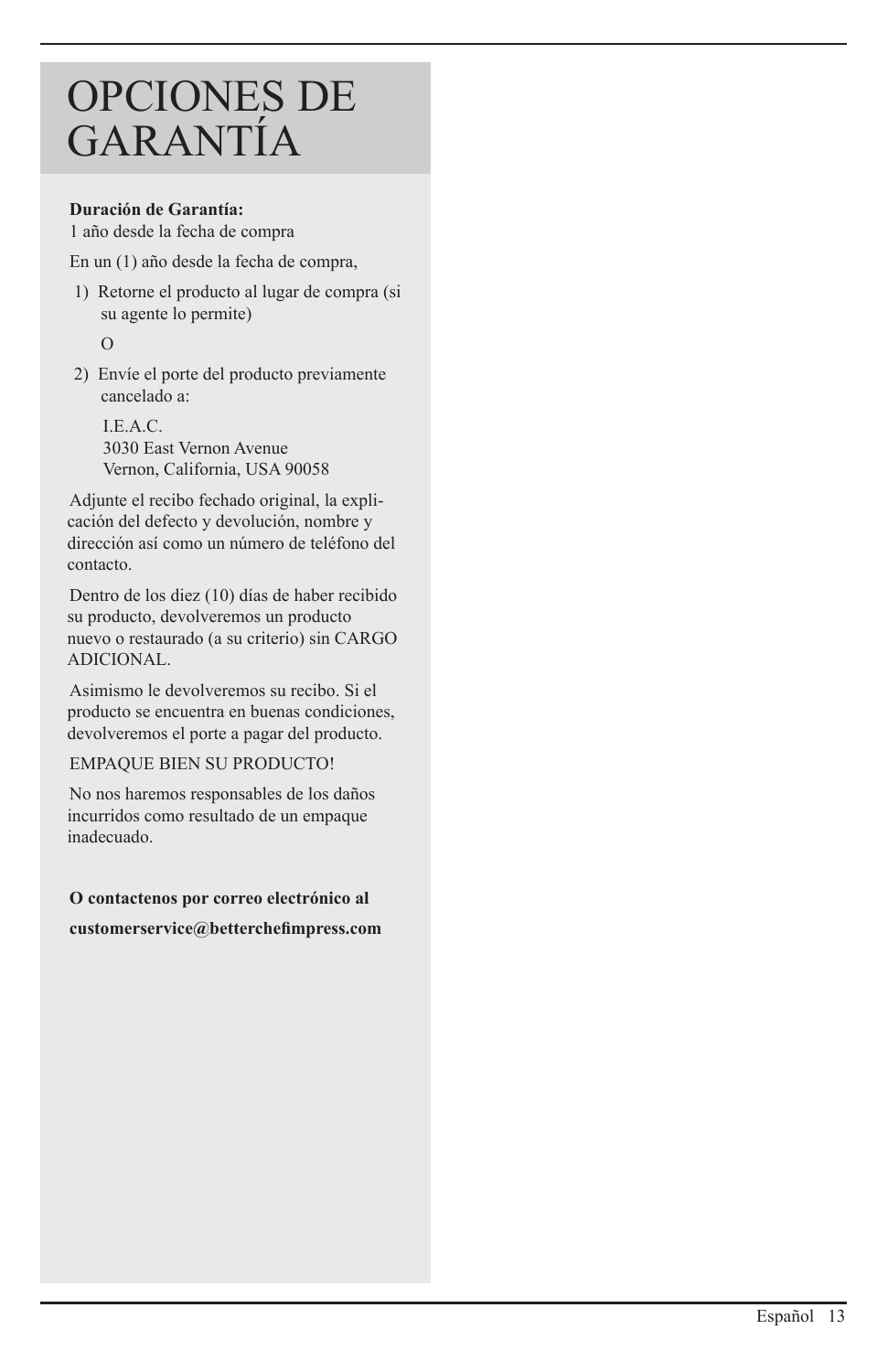# OPCIONES DE GARANTÍA

**Duración de Garantía:**
1 año desde la fecha de compra

En un (1) año desde la fecha de compra,

1) Retorne el producto al lugar de compra (si su agente lo permite)

   O

2) Envíe el porte del producto previamente cancelado a:

   I.E.A.C.
   3030 East Vernon Avenue
   Vernon, California, USA 90058

Adjunte el recibo fechado original, la explicación del defecto y devolución, nombre y dirección así como un número de teléfono del contacto.

Dentro de los diez (10) días de haber recibido su producto, devolveremos un producto nuevo o restaurado (a su criterio) sin CARGO ADICIONAL.

Asimismo le devolveremos su recibo. Si el producto se encuentra en buenas condiciones, devolveremos el porte a pagar del producto.

EMPAQUE BIEN SU PRODUCTO!

No nos haremos responsables de los daños incurridos como resultado de un empaque inadecuado.

**O contactenos por correo electrónico al**

**customerservice@betterchefimpress.com**